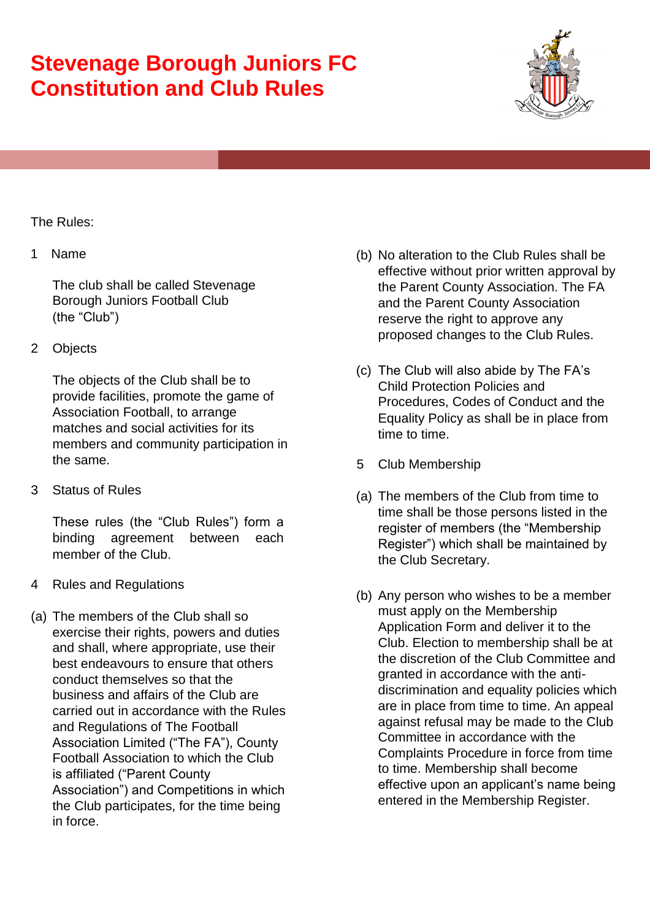# Stevenage Borough Juniors FC Constitution and Club Rules

The Rules:

1 Name

The club shall be called Stevenage Borough Juniors Football Club (the "Club")

2 Objects

The objects of the Club shall be to provide facilities, promote the game of Association Football, to arrange matches and social activities for its members and community participation in the same.

3 Status of Rules

These rules (the "Club Rules") form a binding agreement between each member of the Club.

4 Rules and Regulations

(a) The members of the Club shall so exercise their rights, powers and duties and shall, where appropriate, use their best endeavours to ensure that others conduct themselves so that the business and affairs of the Club are carried out in accordance with the Rules and Regulations of The Football Association Limited ("The FA"), County Football Association to which the Club is affiliated ("Parent County Association") and Competitions in which the Club participates, for the time being in force.

(b) No alteration to the Club Rules shall be effective without prior written approval by the Parent County Association. The FA and the Parent County Association reserve the right to approve any proposed changes to the Club Rules.

(c) The Club will also abide by The FA's Child Protection Policies and Procedures, Codes of Conduct and the Equality Policy as shall be in place from time to time.

5 Club Membership

(a) The members of the Club from time to time shall be those persons listed in the register of members (the "Membership Register") which shall be maintained by the Club Secretary.

(b) Any person who wishes to be a member must apply on the Membership Application Form and deliver it to the Club. Election to membership shall be at the discretion of the Club Committee and granted in accordance with the anti-discrimination and equality policies which are in place from time to time. An appeal against refusal may be made to the Club Committee in accordance with the Complaints Procedure in force from time to time. Membership shall become effective upon an applicant's name being entered in the Membership Register.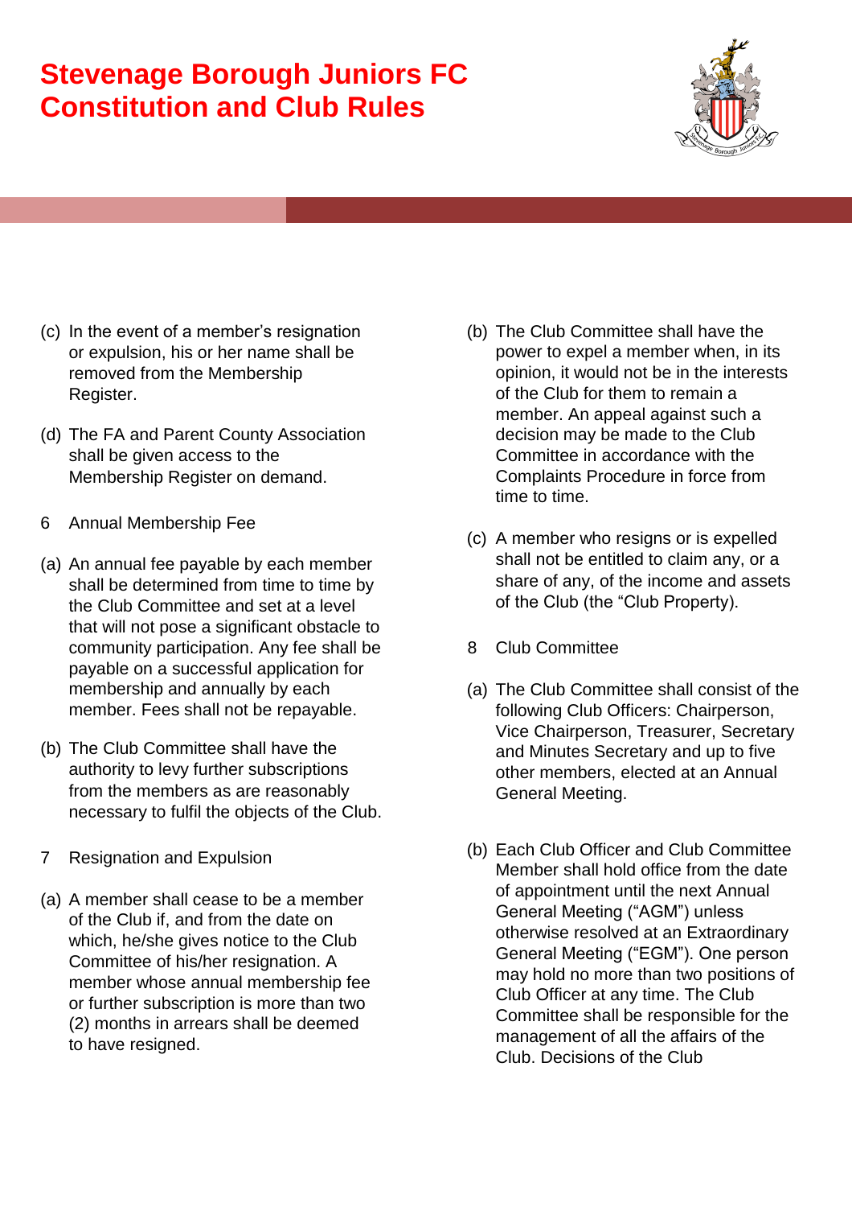(c) In the event of a member's resignation or expulsion, his or her name shall be removed from the Membership Register.

(d) The FA and Parent County Association shall be given access to the Membership Register on demand.

6 Annual Membership Fee

(a) An annual fee payable by each member shall be determined from time to time by the Club Committee and set at a level that will not pose a significant obstacle to community participation. Any fee shall be payable on a successful application for membership and annually by each member. Fees shall not be repayable.

(b) The Club Committee shall have the authority to levy further subscriptions from the members as are reasonably necessary to fulfil the objects of the Club.

7 Resignation and Expulsion

(a) A member shall cease to be a member of the Club if, and from the date on which, he/she gives notice to the Club Committee of his/her resignation. A member whose annual membership fee or further subscription is more than two (2) months in arrears shall be deemed to have resigned.

(b) The Club Committee shall have the power to expel a member when, in its opinion, it would not be in the interests of the Club for them to remain a member. An appeal against such a decision may be made to the Club Committee in accordance with the Complaints Procedure in force from time to time.

(c) A member who resigns or is expelled shall not be entitled to claim any, or a share of any, of the income and assets of the Club (the "Club Property).

8 Club Committee

(a) The Club Committee shall consist of the following Club Officers: Chairperson, Vice Chairperson, Treasurer, Secretary and Minutes Secretary and up to five other members, elected at an Annual General Meeting.

(b) Each Club Officer and Club Committee Member shall hold office from the date of appointment until the next Annual General Meeting ("AGM") unless otherwise resolved at an Extraordinary General Meeting ("EGM"). One person may hold no more than two positions of Club Officer at any time. The Club Committee shall be responsible for the management of all the affairs of the Club. Decisions of the Club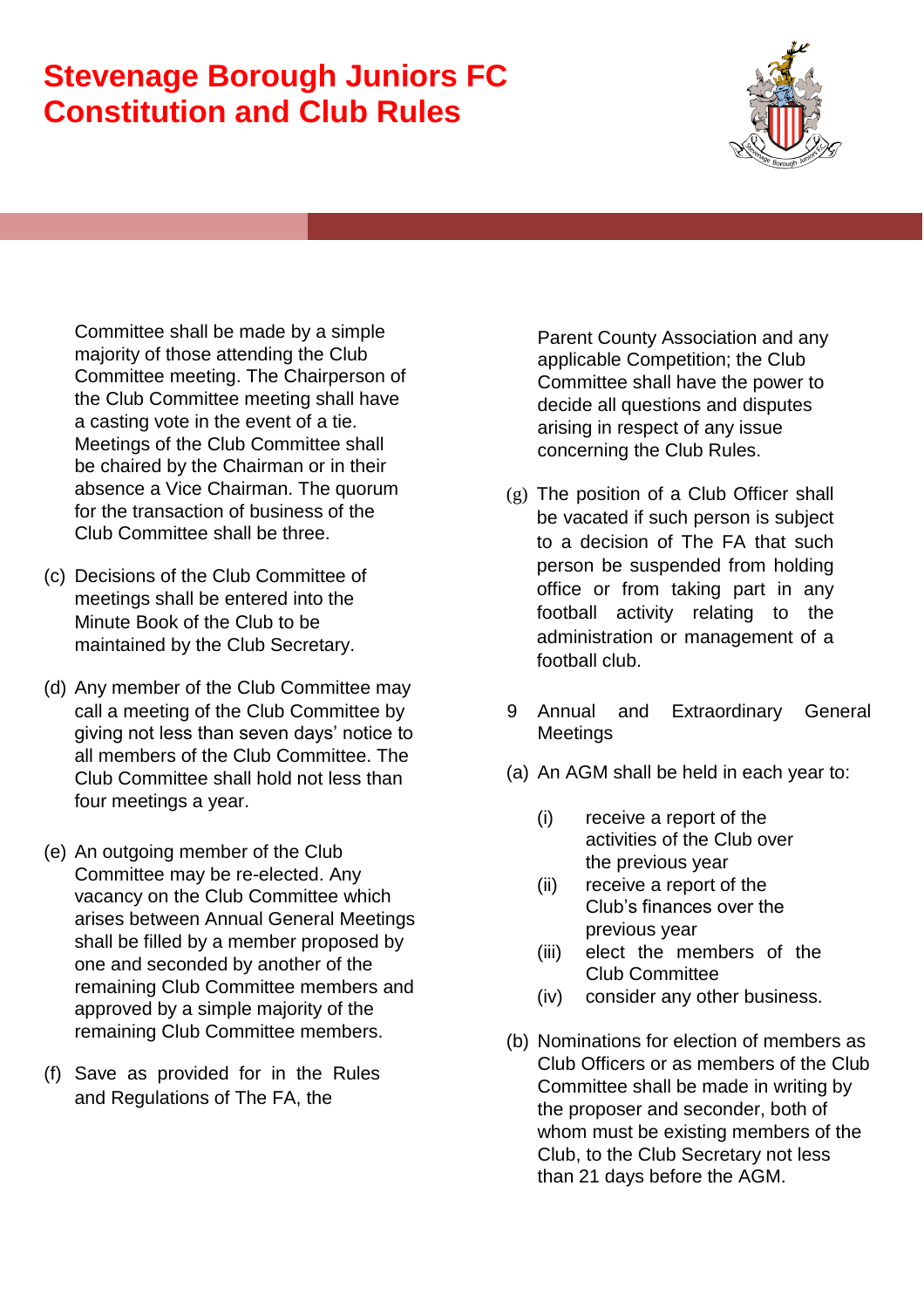Committee shall be made by a simple majority of those attending the Club Committee meeting. The Chairperson of the Club Committee meeting shall have a casting vote in the event of a tie. Meetings of the Club Committee shall be chaired by the Chairman or in their absence a Vice Chairman. The quorum for the transaction of business of the Club Committee shall be three.

(c) Decisions of the Club Committee of meetings shall be entered into the Minute Book of the Club to be maintained by the Club Secretary.

(d) Any member of the Club Committee may call a meeting of the Club Committee by giving not less than seven days' notice to all members of the Club Committee. The Club Committee shall hold not less than four meetings a year.

(e) An outgoing member of the Club Committee may be re-elected. Any vacancy on the Club Committee which arises between Annual General Meetings shall be filled by a member proposed by one and seconded by another of the remaining Club Committee members and approved by a simple majority of the remaining Club Committee members.

(f) Save as provided for in the Rules and Regulations of The FA, the Parent County Association and any applicable Competition; the Club Committee shall have the power to decide all questions and disputes arising in respect of any issue concerning the Club Rules.

(g) The position of a Club Officer shall be vacated if such person is subject to a decision of The FA that such person be suspended from holding office or from taking part in any football activity relating to the administration or management of a football club.

9 Annual and Extraordinary General Meetings

(a) An AGM shall be held in each year to:

(i) receive a report of the activities of the Club over the previous year
(ii) receive a report of the Club's finances over the previous year
(iii) elect the members of the Club Committee
(iv) consider any other business.

(b) Nominations for election of members as Club Officers or as members of the Club Committee shall be made in writing by the proposer and seconder, both of whom must be existing members of the Club, to the Club Secretary not less than 21 days before the AGM.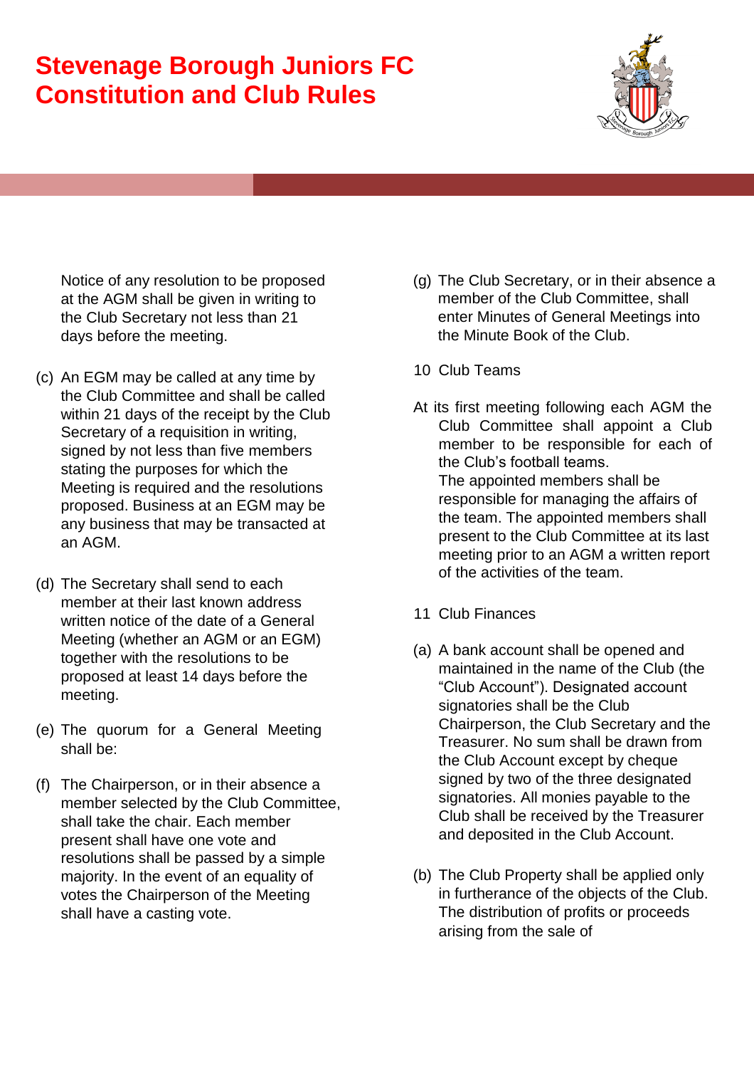# Stevenage Borough Juniors FC Constitution and Club Rules

Notice of any resolution to be proposed at the AGM shall be given in writing to the Club Secretary not less than 21 days before the meeting.

(c) An EGM may be called at any time by the Club Committee and shall be called within 21 days of the receipt by the Club Secretary of a requisition in writing, signed by not less than five members stating the purposes for which the Meeting is required and the resolutions proposed. Business at an EGM may be any business that may be transacted at an AGM.

(d) The Secretary shall send to each member at their last known address written notice of the date of a General Meeting (whether an AGM or an EGM) together with the resolutions to be proposed at least 14 days before the meeting.

(e) The quorum for a General Meeting shall be:

(f) The Chairperson, or in their absence a member selected by the Club Committee, shall take the chair. Each member present shall have one vote and resolutions shall be passed by a simple majority. In the event of an equality of votes the Chairperson of the Meeting shall have a casting vote.

(g) The Club Secretary, or in their absence a member of the Club Committee, shall enter Minutes of General Meetings into the Minute Book of the Club.

10 Club Teams

At its first meeting following each AGM the Club Committee shall appoint a Club member to be responsible for each of the Club's football teams. The appointed members shall be responsible for managing the affairs of the team. The appointed members shall present to the Club Committee at its last meeting prior to an AGM a written report of the activities of the team.

11 Club Finances

(a) A bank account shall be opened and maintained in the name of the Club (the "Club Account"). Designated account signatories shall be the Club Chairperson, the Club Secretary and the Treasurer. No sum shall be drawn from the Club Account except by cheque signed by two of the three designated signatories. All monies payable to the Club shall be received by the Treasurer and deposited in the Club Account.

(b) The Club Property shall be applied only in furtherance of the objects of the Club. The distribution of profits or proceeds arising from the sale of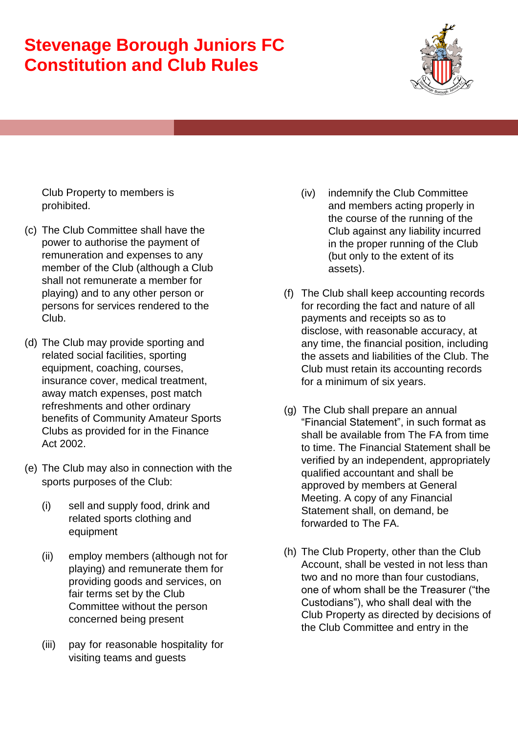Club Property to members is prohibited.

(c) The Club Committee shall have the power to authorise the payment of remuneration and expenses to any member of the Club (although a Club shall not remunerate a member for playing) and to any other person or persons for services rendered to the Club.

(d) The Club may provide sporting and related social facilities, sporting equipment, coaching, courses, insurance cover, medical treatment, away match expenses, post match refreshments and other ordinary benefits of Community Amateur Sports Clubs as provided for in the Finance Act 2002.

(e) The Club may also in connection with the sports purposes of the Club:

  (i) sell and supply food, drink and related sports clothing and equipment

  (ii) employ members (although not for playing) and remunerate them for providing goods and services, on fair terms set by the Club Committee without the person concerned being present

  (iii) pay for reasonable hospitality for visiting teams and guests

  (iv) indemnify the Club Committee and members acting properly in the course of the running of the Club against any liability incurred in the proper running of the Club (but only to the extent of its assets).

(f) The Club shall keep accounting records for recording the fact and nature of all payments and receipts so as to disclose, with reasonable accuracy, at any time, the financial position, including the assets and liabilities of the Club. The Club must retain its accounting records for a minimum of six years.

(g) The Club shall prepare an annual "Financial Statement", in such format as shall be available from The FA from time to time. The Financial Statement shall be verified by an independent, appropriately qualified accountant and shall be approved by members at General Meeting. A copy of any Financial Statement shall, on demand, be forwarded to The FA.

(h) The Club Property, other than the Club Account, shall be vested in not less than two and no more than four custodians, one of whom shall be the Treasurer ("the Custodians"), who shall deal with the Club Property as directed by decisions of the Club Committee and entry in the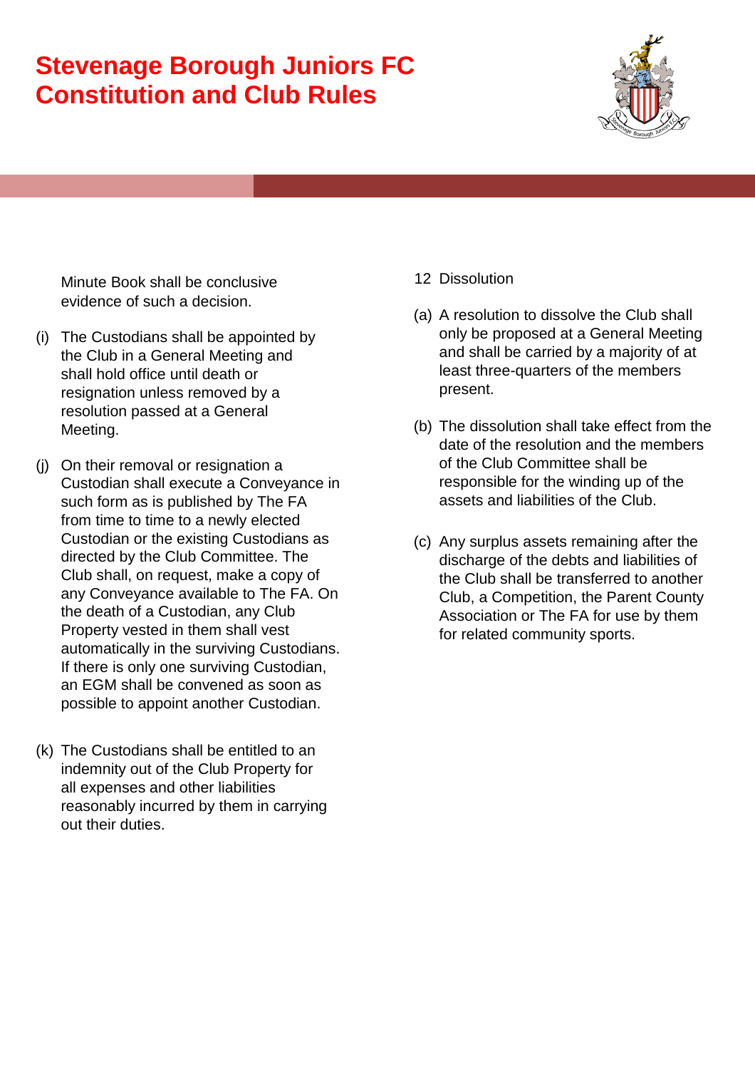Minute Book shall be conclusive evidence of such a decision.

(i) The Custodians shall be appointed by the Club in a General Meeting and shall hold office until death or resignation unless removed by a resolution passed at a General Meeting.

(j) On their removal or resignation a Custodian shall execute a Conveyance in such form as is published by The FA from time to time to a newly elected Custodian or the existing Custodians as directed by the Club Committee. The Club shall, on request, make a copy of any Conveyance available to The FA. On the death of a Custodian, any Club Property vested in them shall vest automatically in the surviving Custodians. If there is only one surviving Custodian, an EGM shall be convened as soon as possible to appoint another Custodian.

(k) The Custodians shall be entitled to an indemnity out of the Club Property for all expenses and other liabilities reasonably incurred by them in carrying out their duties.

12 Dissolution

(a) A resolution to dissolve the Club shall only be proposed at a General Meeting and shall be carried by a majority of at least three-quarters of the members present.

(b) The dissolution shall take effect from the date of the resolution and the members of the Club Committee shall be responsible for the winding up of the assets and liabilities of the Club.

(c) Any surplus assets remaining after the discharge of the debts and liabilities of the Club shall be transferred to another Club, a Competition, the Parent County Association or The FA for use by them for related community sports.